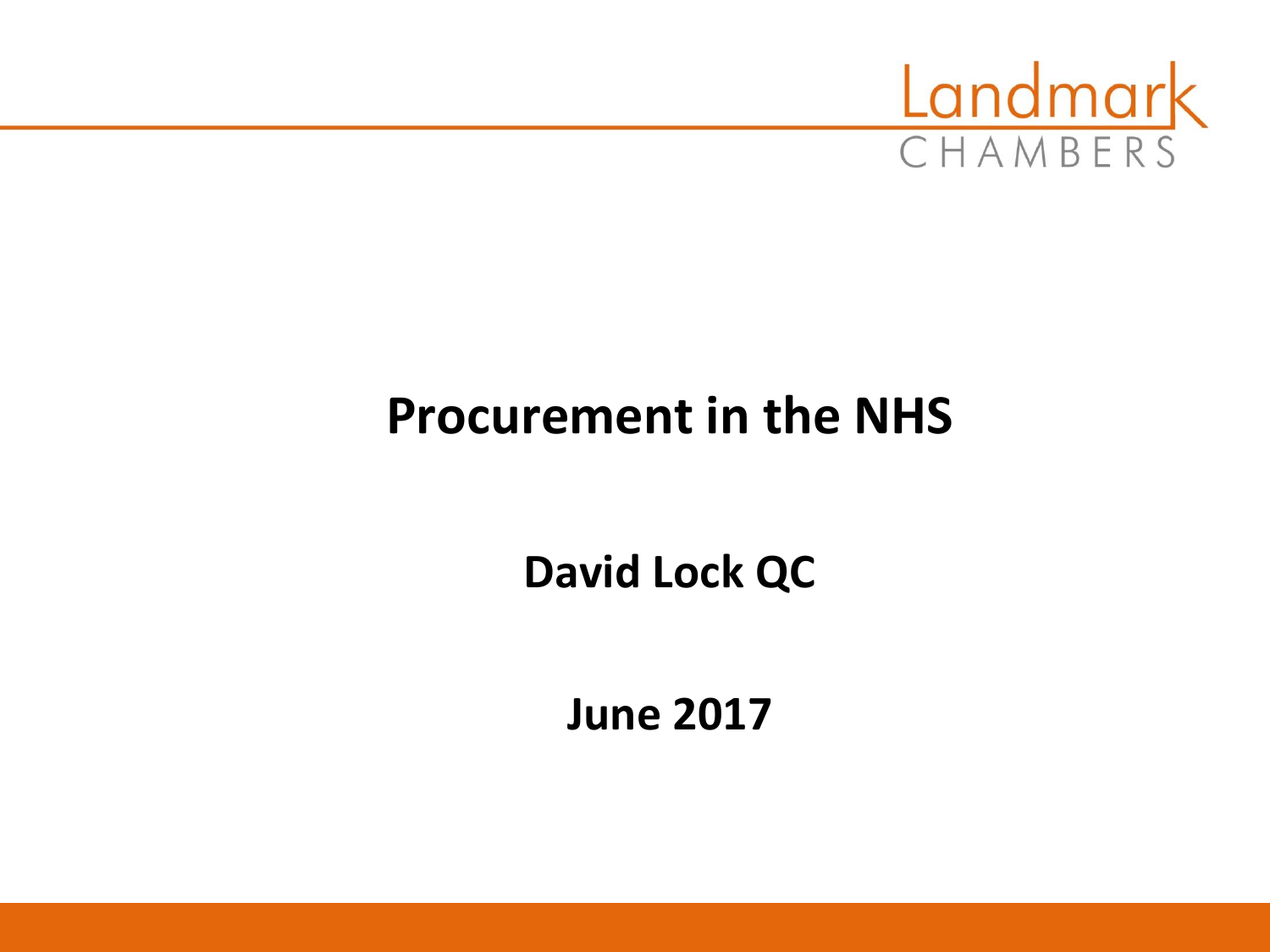Landmark
CHAMBERS

# Procurement in the NHS

**David Lock QC**

**June 2017**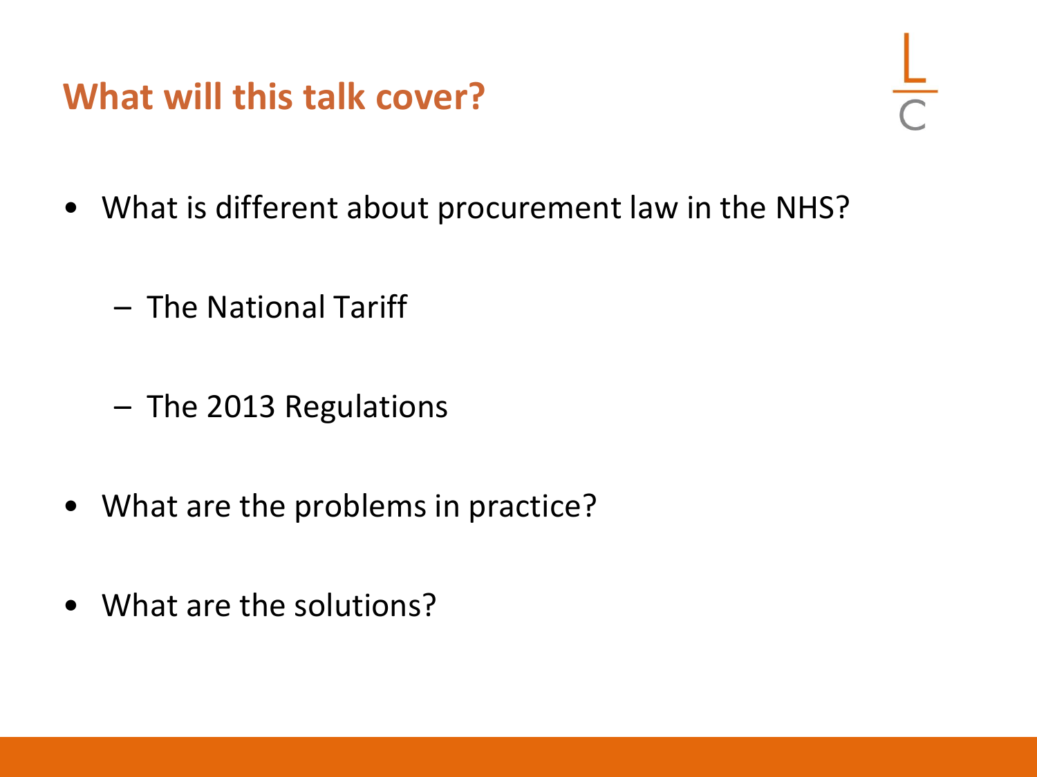## What will this talk cover?

- What is different about procurement law in the NHS?
  - The National Tariff
  - The 2013 Regulations
- What are the problems in practice?
- What are the solutions?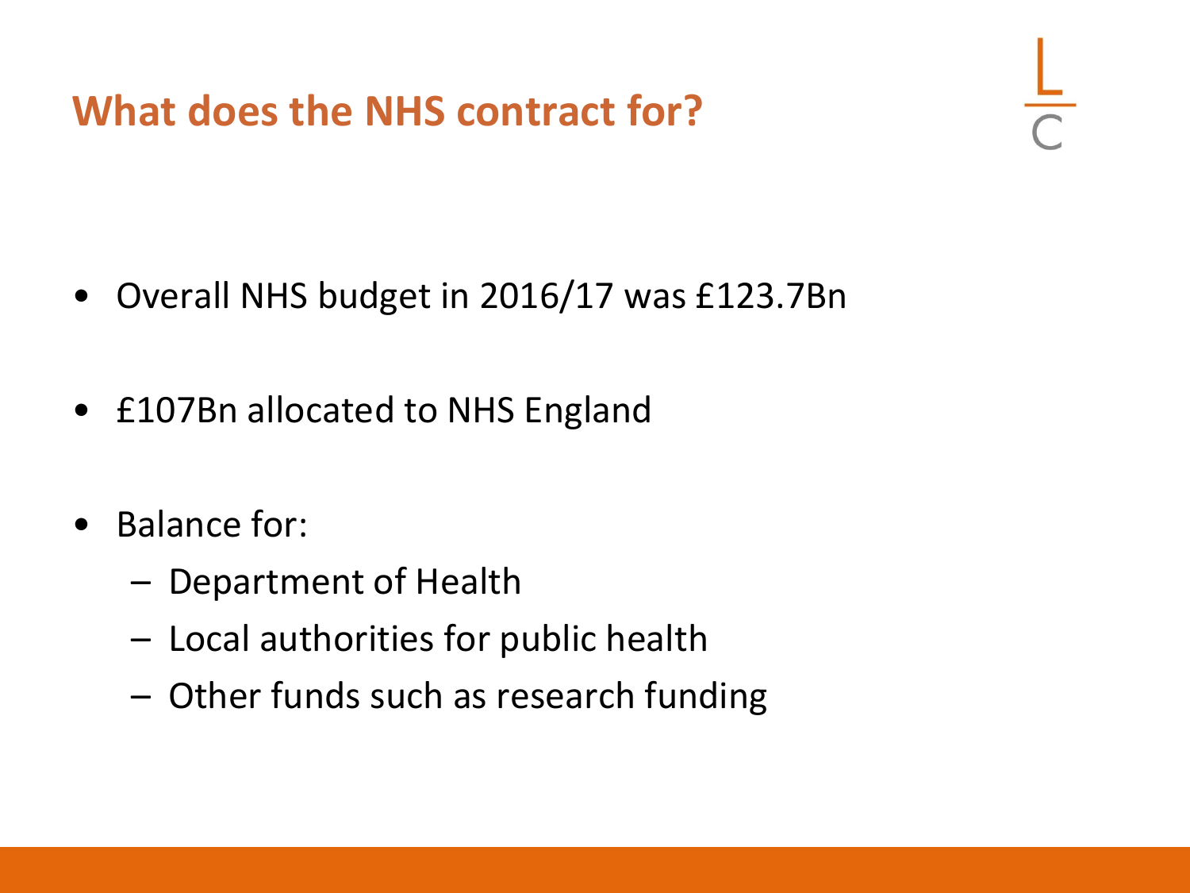## What does the NHS contract for?

- Overall NHS budget in 2016/17 was £123.7Bn
- £107Bn allocated to NHS England
- Balance for:
  - Department of Health
  - Local authorities for public health
  - Other funds such as research funding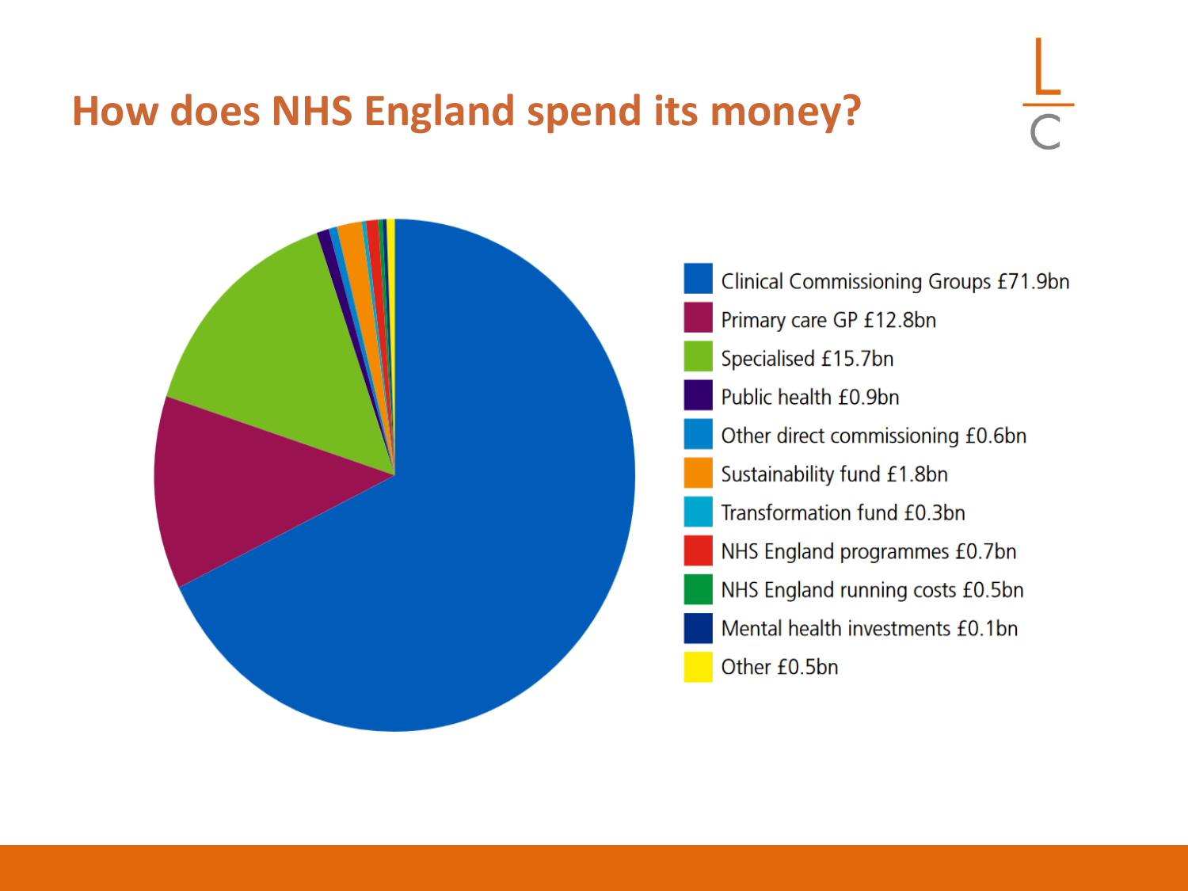# How does NHS England spend its money?

- Clinical Commissioning Groups £71.9bn
- Primary care GP £12.8bn
- Specialised £15.7bn
- Public health £0.9bn
- Other direct commissioning £0.6bn
- Sustainability fund £1.8bn
- Transformation fund £0.3bn
- NHS England programmes £0.7bn
- NHS England running costs £0.5bn
- Mental health investments £0.1bn
- Other £0.5bn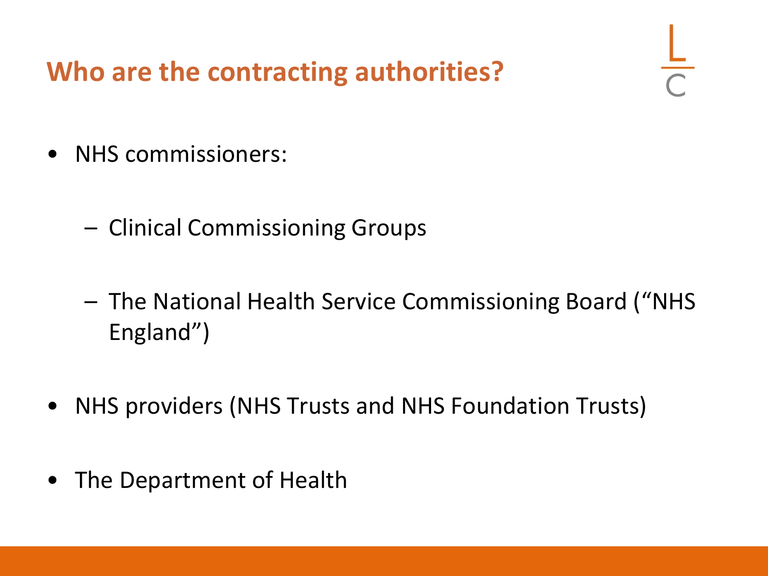# Who are the contracting authorities?

- NHS commissioners:
  - Clinical Commissioning Groups
  - The National Health Service Commissioning Board ("NHS England")
- NHS providers (NHS Trusts and NHS Foundation Trusts)
- The Department of Health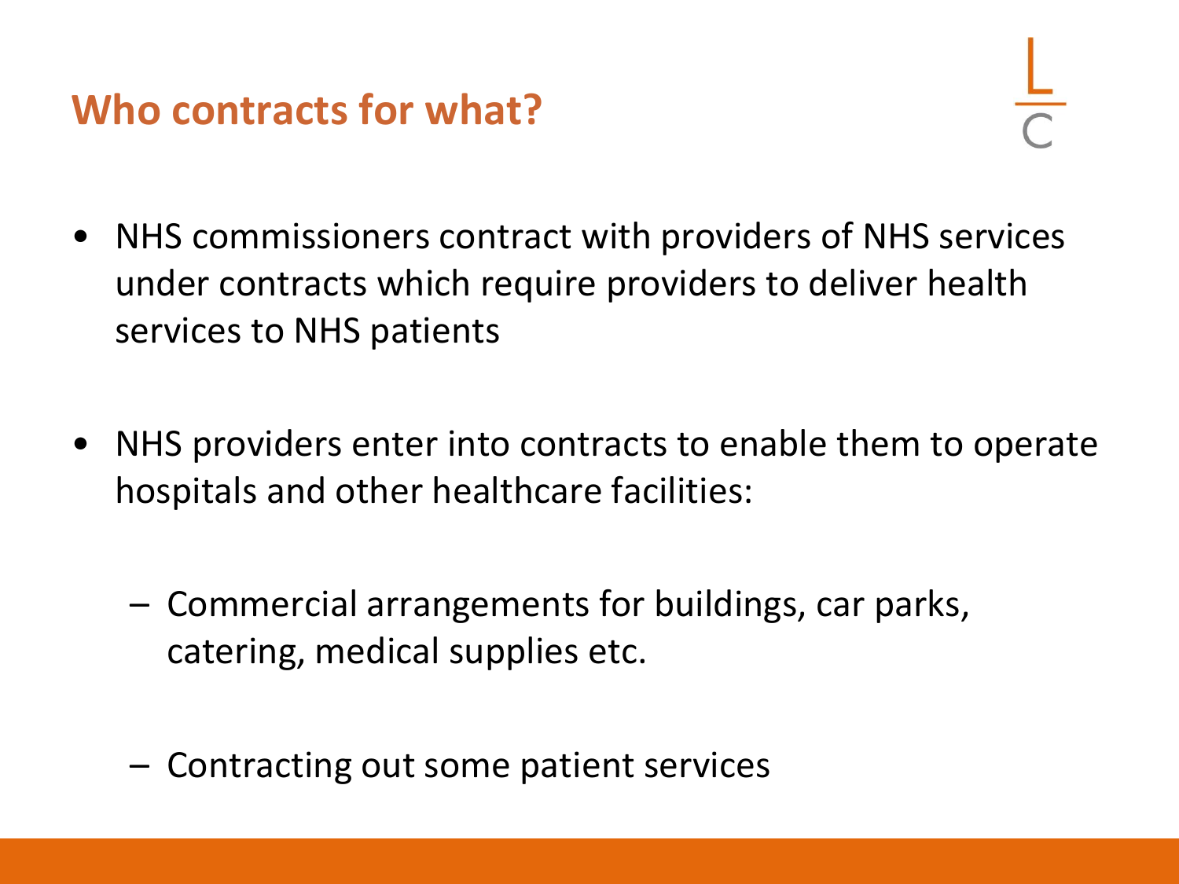# Who contracts for what?

- NHS commissioners contract with providers of NHS services under contracts which require providers to deliver health services to NHS patients

- NHS providers enter into contracts to enable them to operate hospitals and other healthcare facilities:

  - Commercial arrangements for buildings, car parks, catering, medical supplies etc.

  - Contracting out some patient services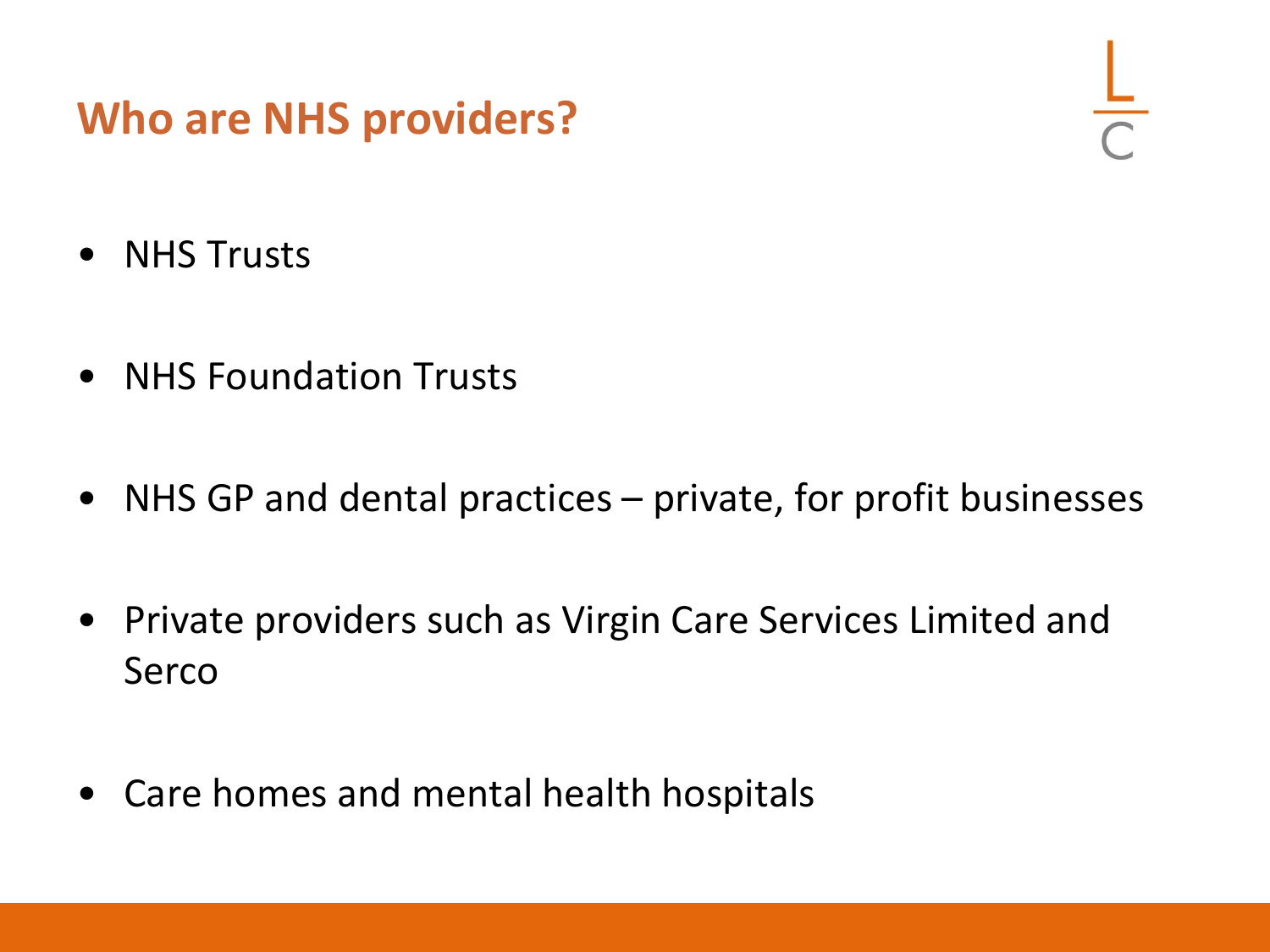## Who are NHS providers?

- NHS Trusts
- NHS Foundation Trusts
- NHS GP and dental practices – private, for profit businesses
- Private providers such as Virgin Care Services Limited and Serco
- Care homes and mental health hospitals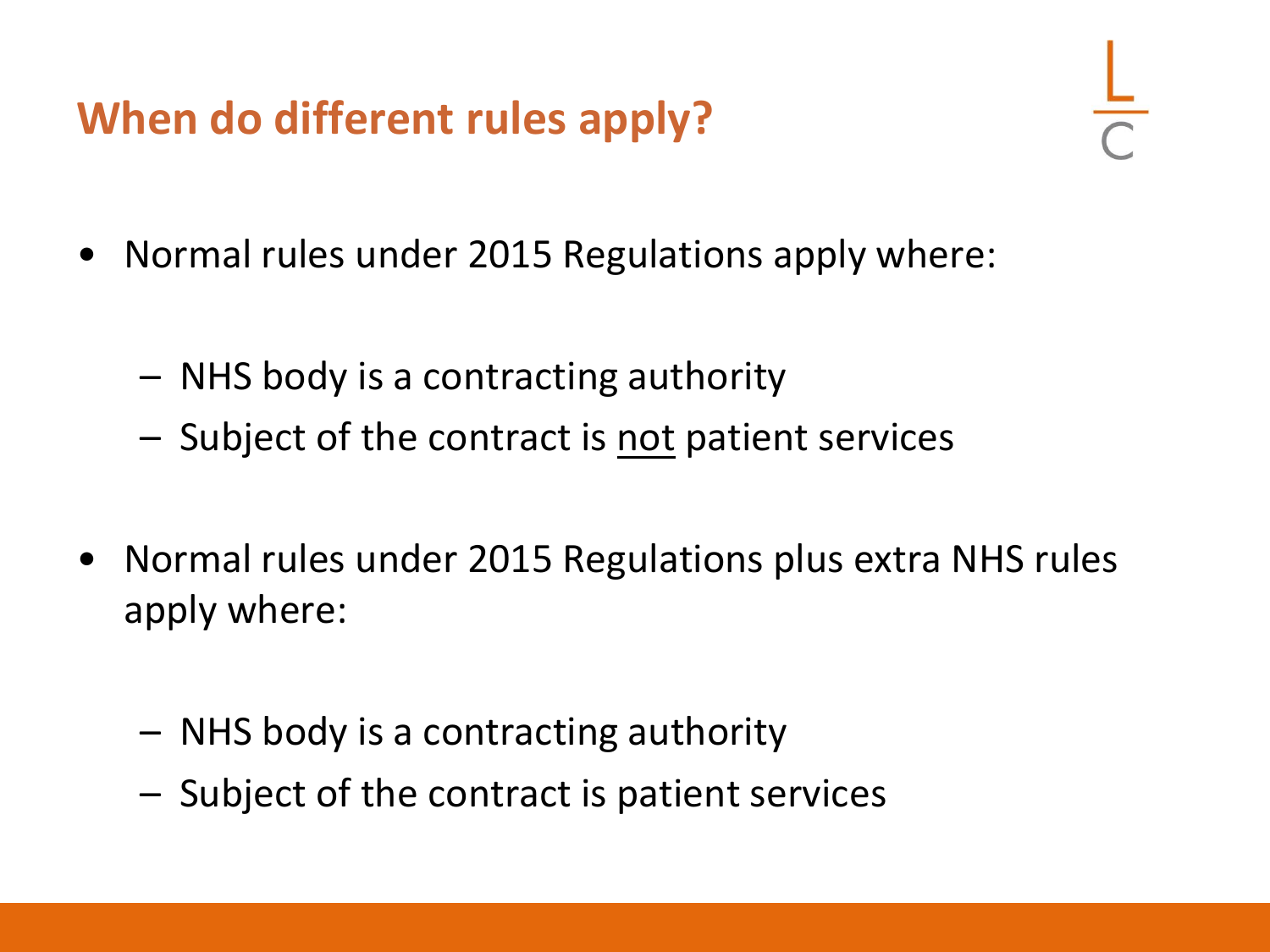## When do different rules apply?

- Normal rules under 2015 Regulations apply where:
  - NHS body is a contracting authority
  - Subject of the contract is <u>not</u> patient services
- Normal rules under 2015 Regulations plus extra NHS rules apply where:
  - NHS body is a contracting authority
  - Subject of the contract is patient services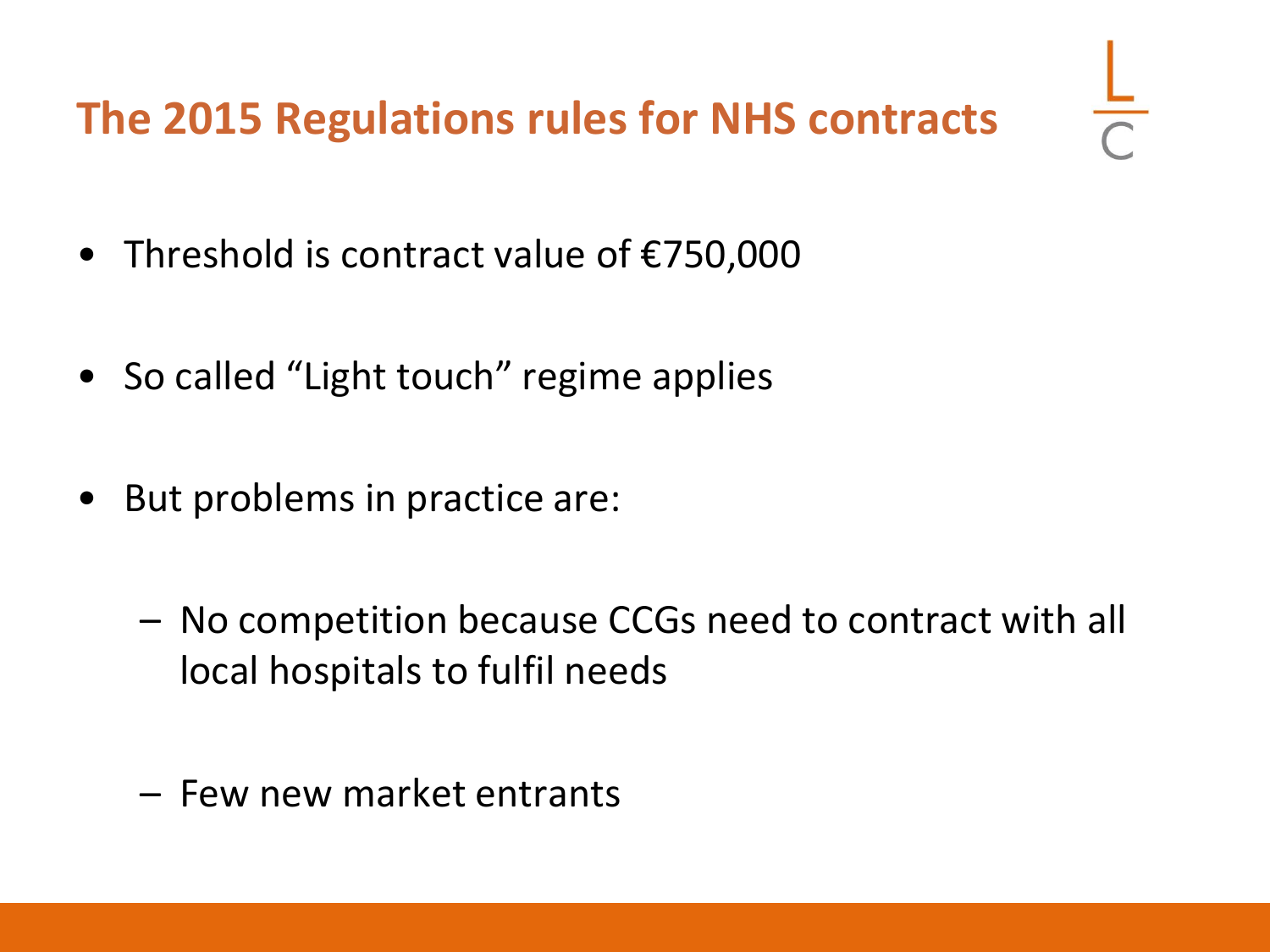# The 2015 Regulations rules for NHS contracts

- Threshold is contract value of €750,000
- So called “Light touch” regime applies
- But problems in practice are:
  - No competition because CCGs need to contract with all local hospitals to fulfil needs
  - Few new market entrants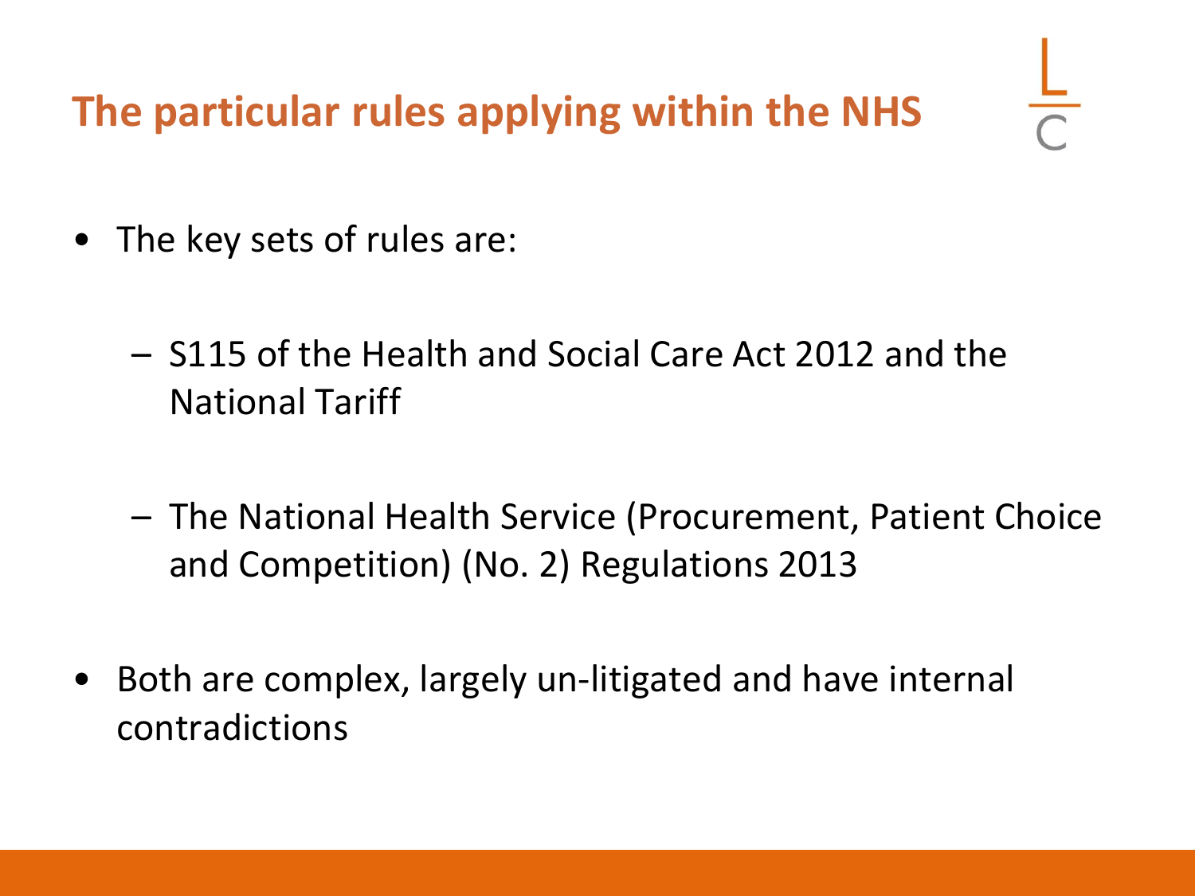## The particular rules applying within the NHS

- The key sets of rules are:
  - S115 of the Health and Social Care Act 2012 and the National Tariff
  - The National Health Service (Procurement, Patient Choice and Competition) (No. 2) Regulations 2013
- Both are complex, largely un-litigated and have internal contradictions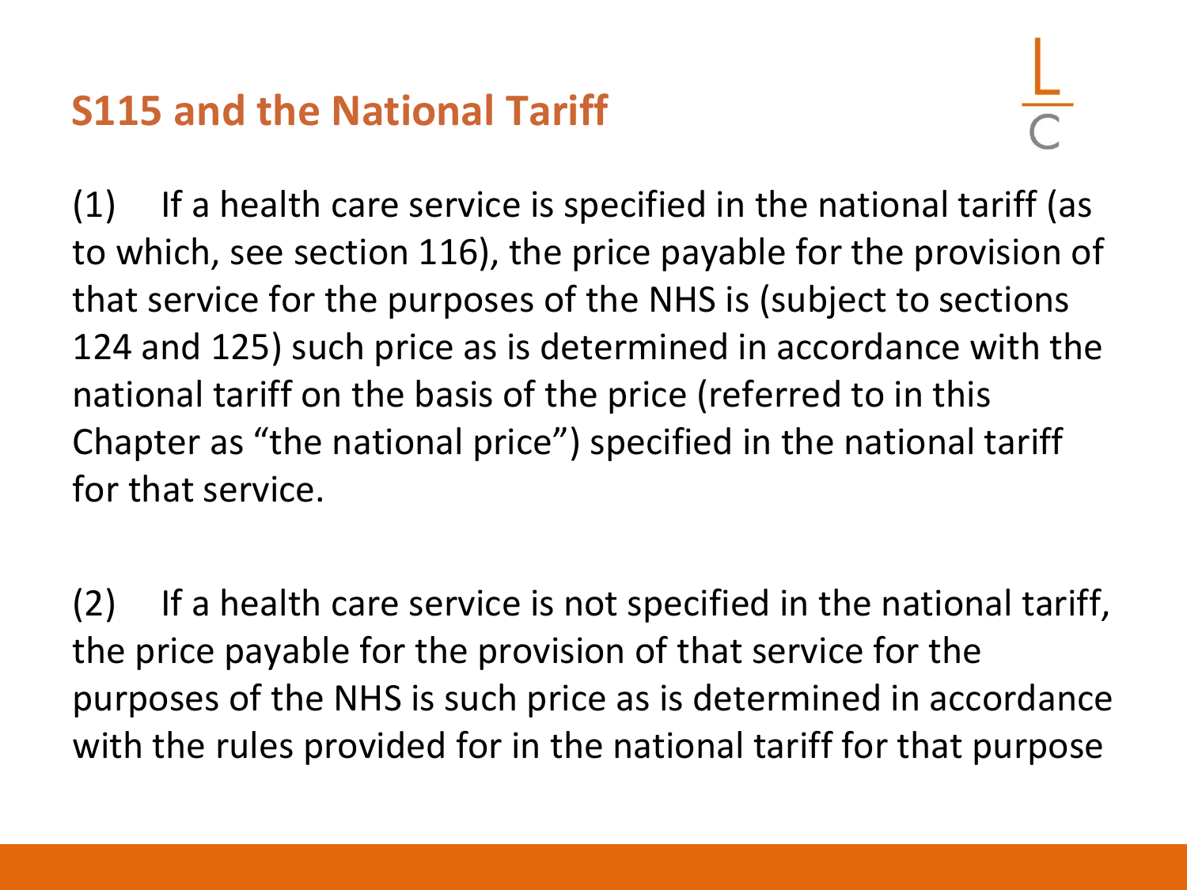# S115 and the National Tariff

(1) If a health care service is specified in the national tariff (as to which, see section 116), the price payable for the provision of that service for the purposes of the NHS is (subject to sections 124 and 125) such price as is determined in accordance with the national tariff on the basis of the price (referred to in this Chapter as “the national price”) specified in the national tariff for that service.

(2) If a health care service is not specified in the national tariff, the price payable for the provision of that service for the purposes of the NHS is such price as is determined in accordance with the rules provided for in the national tariff for that purpose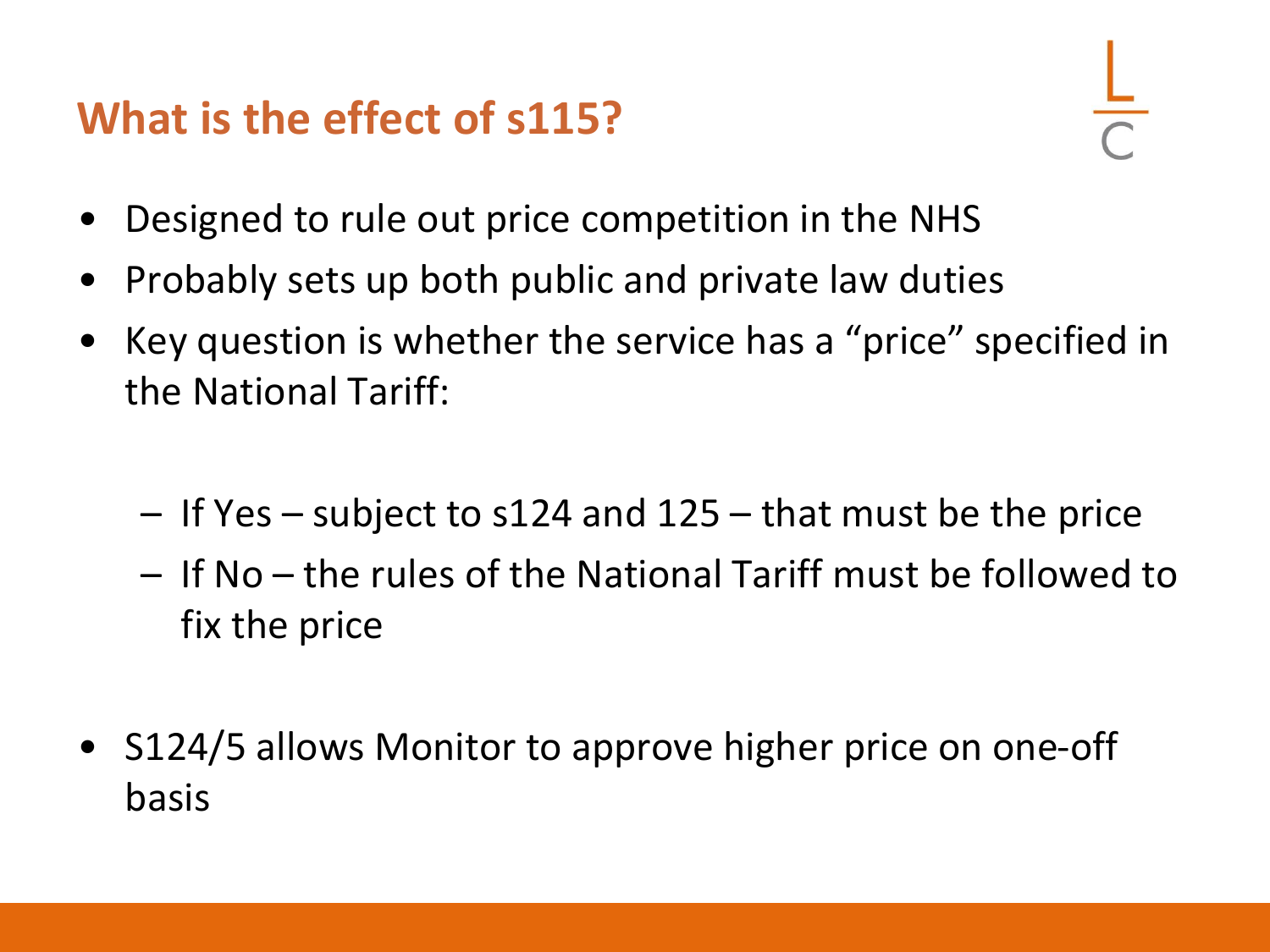## What is the effect of s115?

- Designed to rule out price competition in the NHS
- Probably sets up both public and private law duties
- Key question is whether the service has a "price" specified in the National Tariff:
  - If Yes – subject to s124 and 125 – that must be the price
  - If No – the rules of the National Tariff must be followed to fix the price
- S124/5 allows Monitor to approve higher price on one-off basis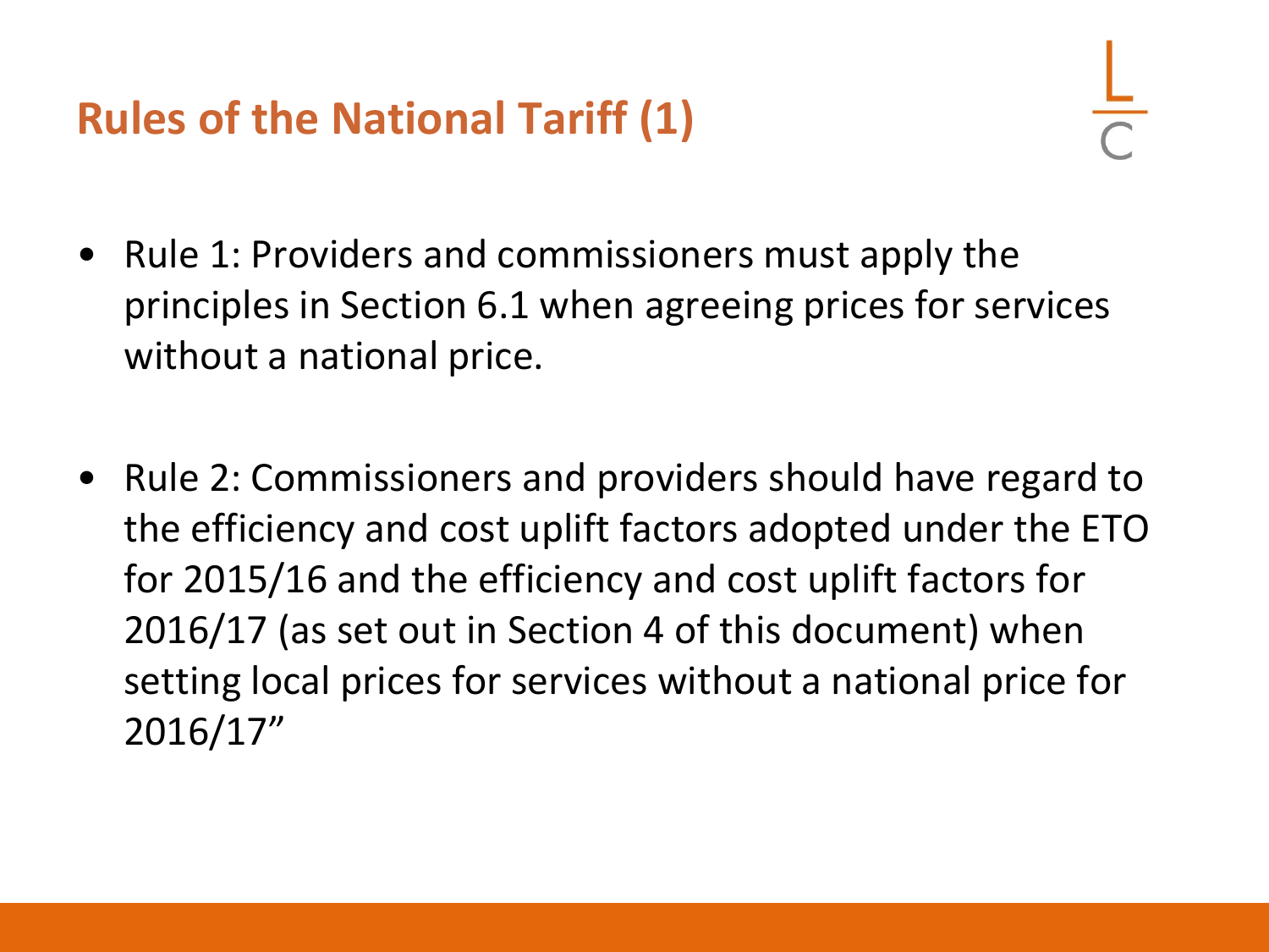## Rules of the National Tariff (1)

- Rule 1: Providers and commissioners must apply the principles in Section 6.1 when agreeing prices for services without a national price.

- Rule 2: Commissioners and providers should have regard to the efficiency and cost uplift factors adopted under the ETO for 2015/16 and the efficiency and cost uplift factors for 2016/17 (as set out in Section 4 of this document) when setting local prices for services without a national price for 2016/17"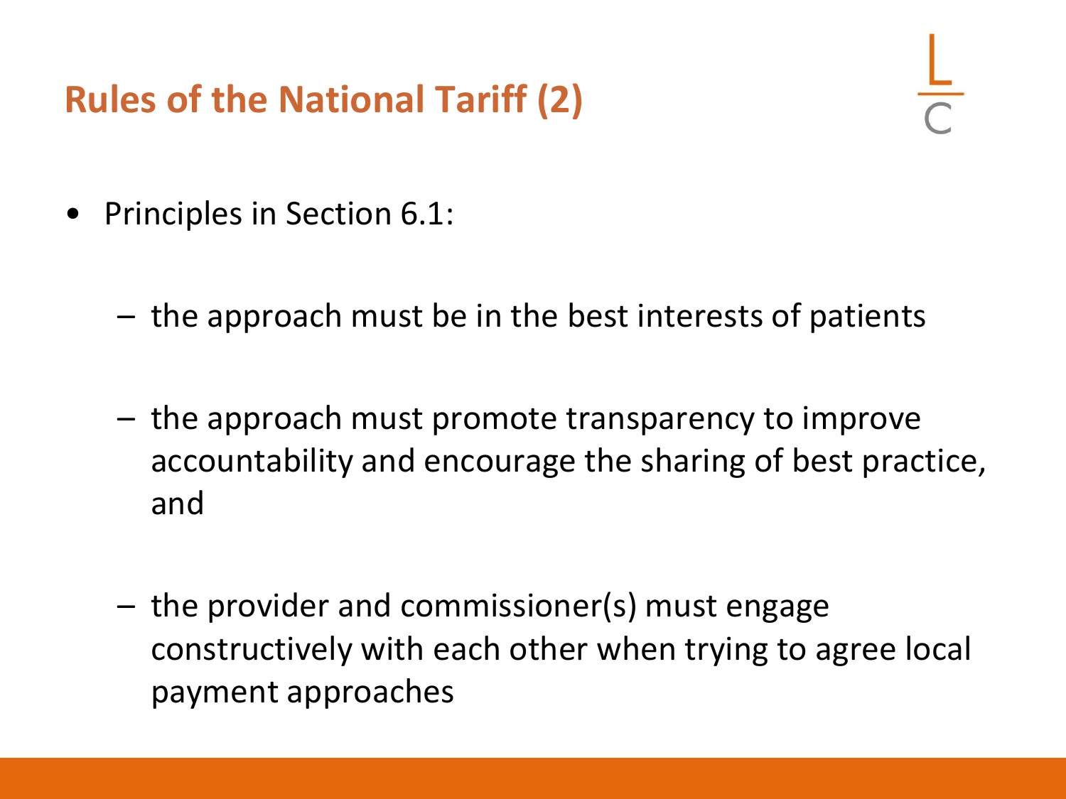# Rules of the National Tariff (2)

- Principles in Section 6.1:
  - the approach must be in the best interests of patients
  - the approach must promote transparency to improve accountability and encourage the sharing of best practice, and
  - the provider and commissioner(s) must engage constructively with each other when trying to agree local payment approaches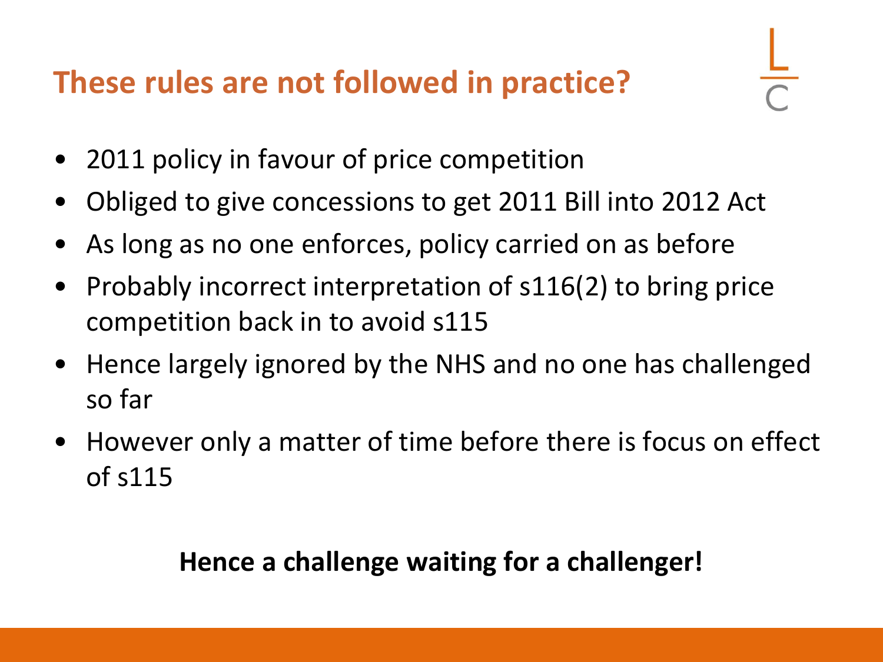## These rules are not followed in practice?

- 2011 policy in favour of price competition
- Obliged to give concessions to get 2011 Bill into 2012 Act
- As long as no one enforces, policy carried on as before
- Probably incorrect interpretation of s116(2) to bring price competition back in to avoid s115
- Hence largely ignored by the NHS and no one has challenged so far
- However only a matter of time before there is focus on effect of s115

**Hence a challenge waiting for a challenger!**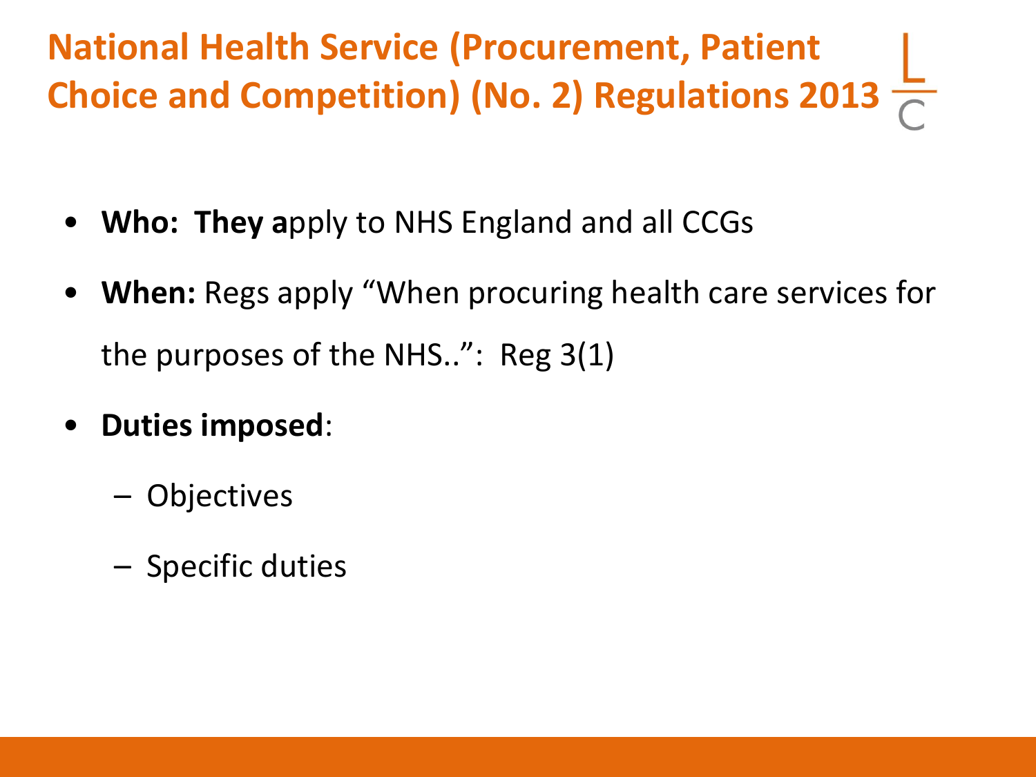# National Health Service (Procurement, Patient Choice and Competition) (No. 2) Regulations 2013

- **Who: They a**pply to NHS England and all CCGs
- **When:** Regs apply "When procuring health care services for the purposes of the NHS..": Reg 3(1)
- **Duties imposed**:
  - Objectives
  - Specific duties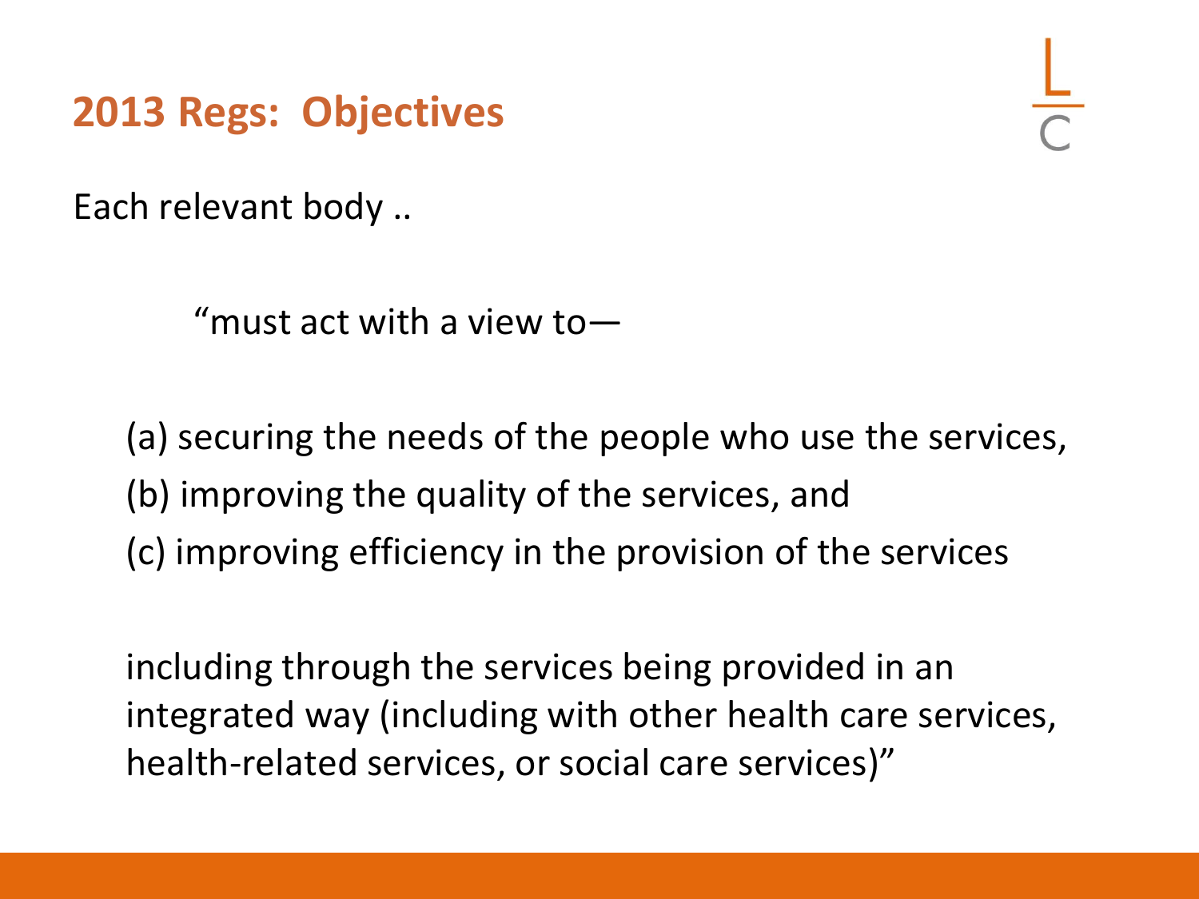## 2013 Regs: Objectives

Each relevant body ..

> "must act with a view to—
>
> (a) securing the needs of the people who use the services,
> (b) improving the quality of the services, and
> (c) improving efficiency in the provision of the services
>
> including through the services being provided in an integrated way (including with other health care services, health-related services, or social care services)"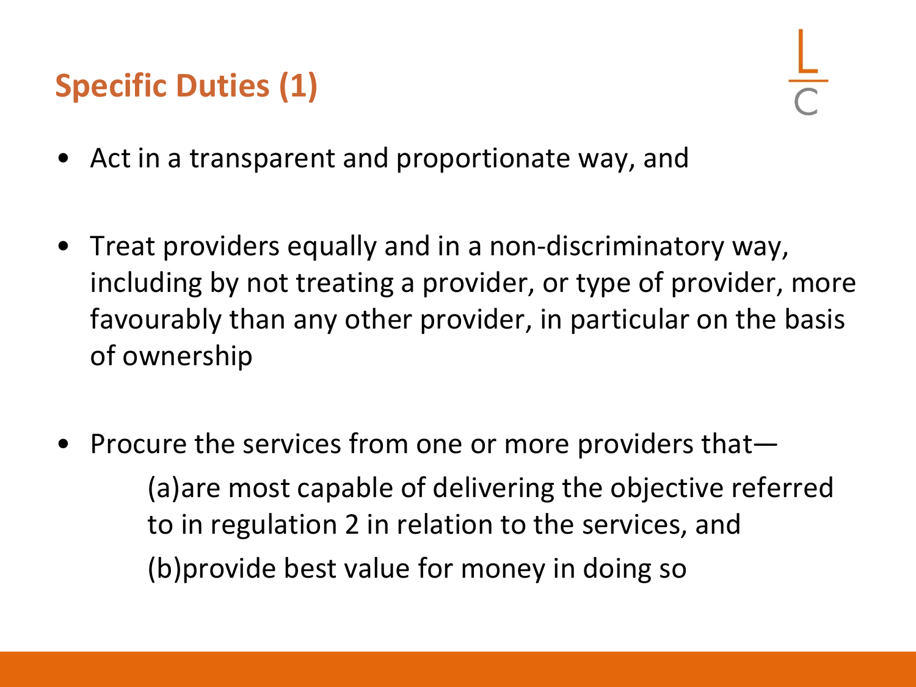## Specific Duties (1)

- Act in a transparent and proportionate way, and
- Treat providers equally and in a non-discriminatory way, including by not treating a provider, or type of provider, more favourably than any other provider, in particular on the basis of ownership
- Procure the services from one or more providers that—

  (a)are most capable of delivering the objective referred to in regulation 2 in relation to the services, and

  (b)provide best value for money in doing so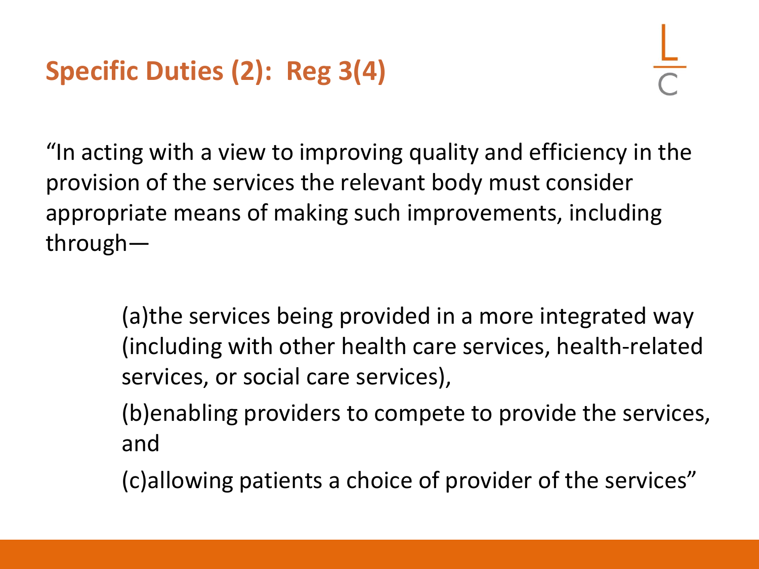## Specific Duties (2): Reg 3(4)

"In acting with a view to improving quality and efficiency in the provision of the services the relevant body must consider appropriate means of making such improvements, including through—

> (a)the services being provided in a more integrated way (including with other health care services, health-related services, or social care services),
>
> (b)enabling providers to compete to provide the services, and
>
> (c)allowing patients a choice of provider of the services"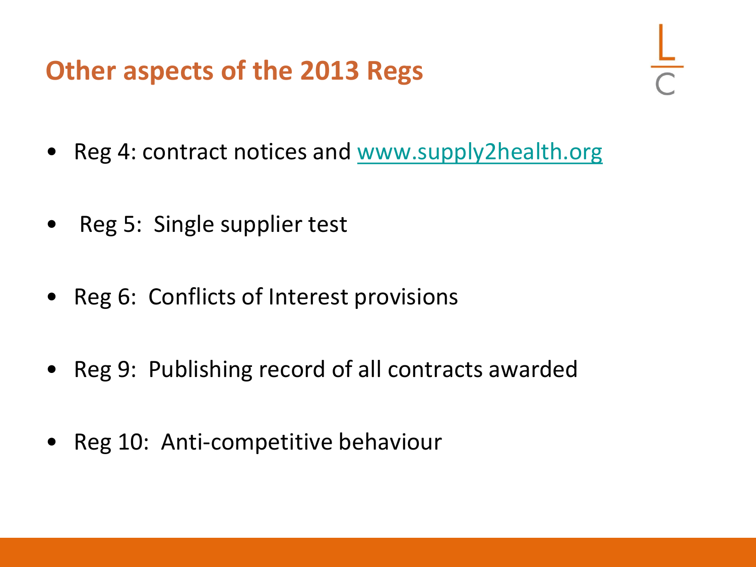# Other aspects of the 2013 Regs

- Reg 4: contract notices and www.supply2health.org
- Reg 5: Single supplier test
- Reg 6: Conflicts of Interest provisions
- Reg 9: Publishing record of all contracts awarded
- Reg 10: Anti-competitive behaviour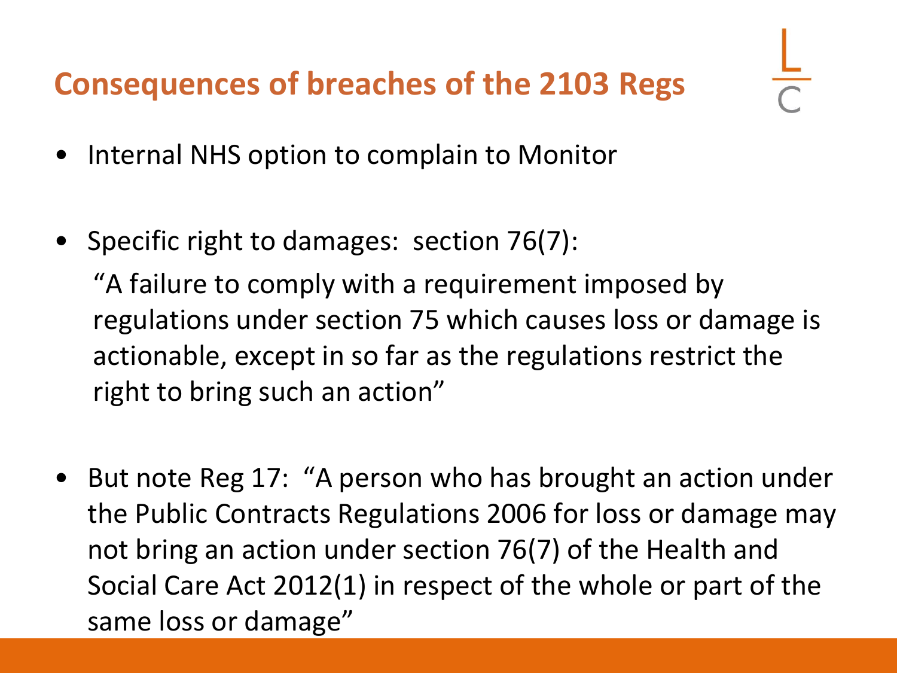# Consequences of breaches of the 2103 Regs

- Internal NHS option to complain to Monitor

- Specific right to damages: section 76(7):

  "A failure to comply with a requirement imposed by regulations under section 75 which causes loss or damage is actionable, except in so far as the regulations restrict the right to bring such an action"

- But note Reg 17: "A person who has brought an action under the Public Contracts Regulations 2006 for loss or damage may not bring an action under section 76(7) of the Health and Social Care Act 2012(1) in respect of the whole or part of the same loss or damage"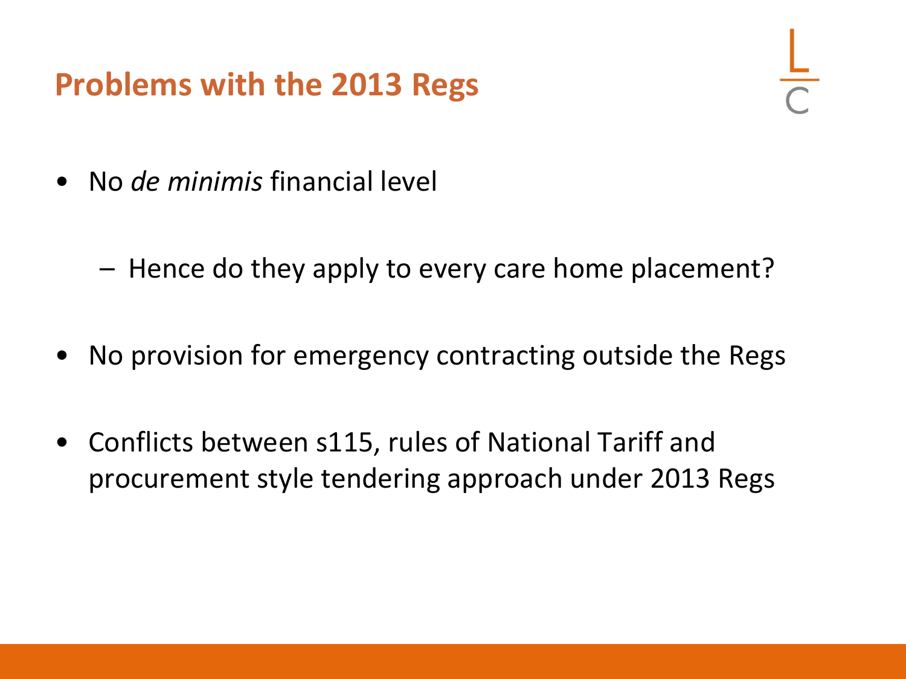## Problems with the 2013 Regs

- No *de minimis* financial level
  - Hence do they apply to every care home placement?
- No provision for emergency contracting outside the Regs
- Conflicts between s115, rules of National Tariff and procurement style tendering approach under 2013 Regs